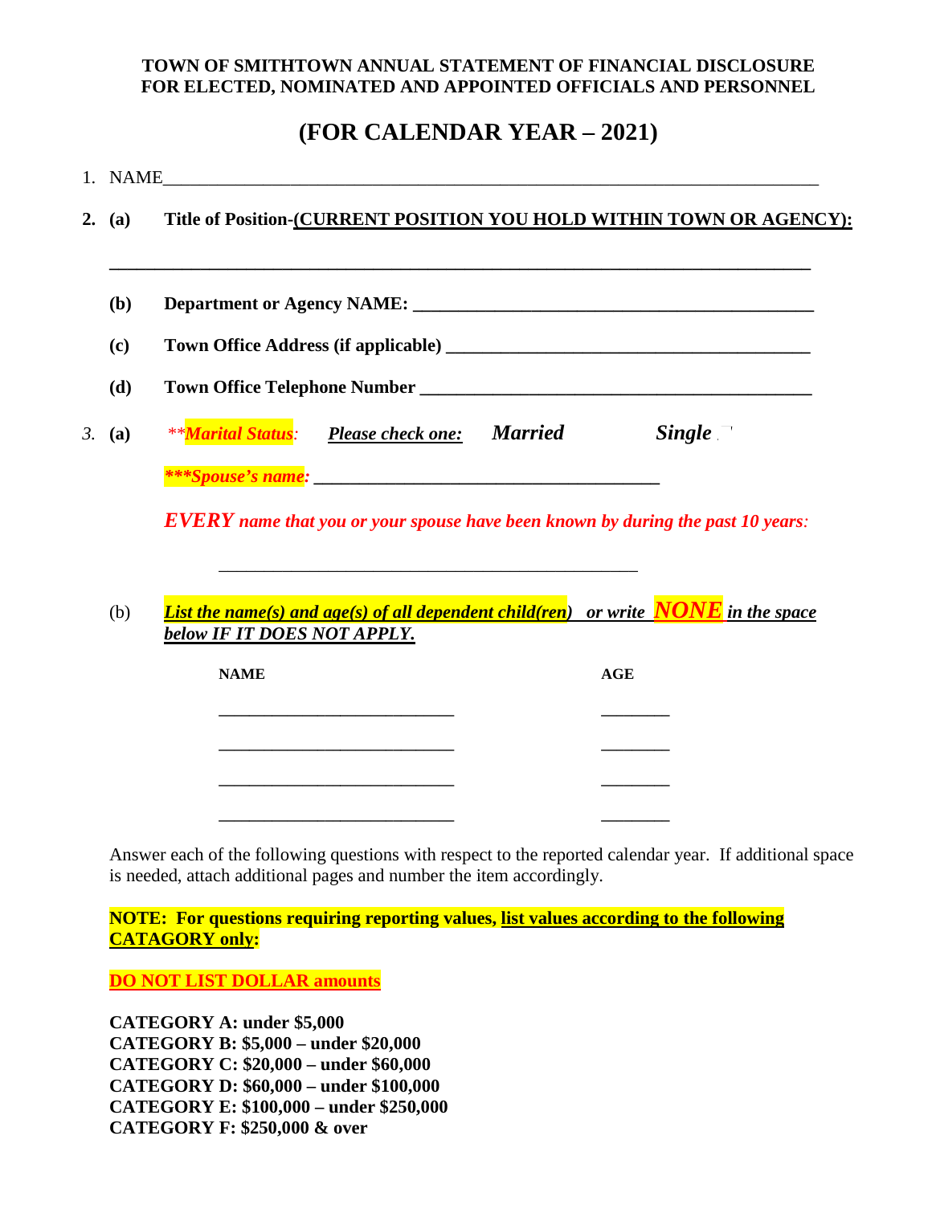**TOWN OF SMITHTOWN ANNUAL STATEMENT OF FINANCIAL DISCLOSURE FOR ELECTED, NOMINATED AND APPOINTED OFFICIALS AND PERSONNEL**

# (FOR CALENDAR YEAR – 2021)

1. NAME_______________________________________________________________________

**2. (a) Title of Position-<u>(CURRENT POSITION YOU HOLD WITHIN TOWN OR AGENCY):</u>**

**_____________________________________________________________________________**

**(b) Department or Agency NAME: ____________________________________________**

**(c) Town Office Address (if applicable) ________________________________________**

**(d) Town Office Telephone Number __________________________________________**

*3.* **(a)** *\*\*__Marital Status__: __Please check one:__* ***Married*** ***Single***

***\*\*\*Spouse's name:*** **_____________________________________**

***EVERY*** *name that you or your spouse have been known by during the past 10 years:*

_______________________________________________

(b) ***<u>List the name(s) and age(s) of all dependent child(ren)</u> or write NONE in the space <u>below IF IT DOES NOT APPLY.</u>***

| NAME | AGE |
|---|---|
| ___________________________ | ________ |
| ___________________________ | ________ |
| ___________________________ | ________ |
| ___________________________ | ________ |

Answer each of the following questions with respect to the reported calendar year. If additional space is needed, attach additional pages and number the item accordingly.

**NOTE: For questions requiring reporting values, <u>list values according to the following CATAGORY only</u>:**

**<u>DO NOT LIST DOLLAR amounts</u>**

**CATEGORY A: under $5,000**
**CATEGORY B: $5,000 – under $20,000**
**CATEGORY C: $20,000 – under $60,000**
**CATEGORY D: $60,000 – under $100,000**
**CATEGORY E: $100,000 – under $250,000**
**CATEGORY F: $250,000 & over**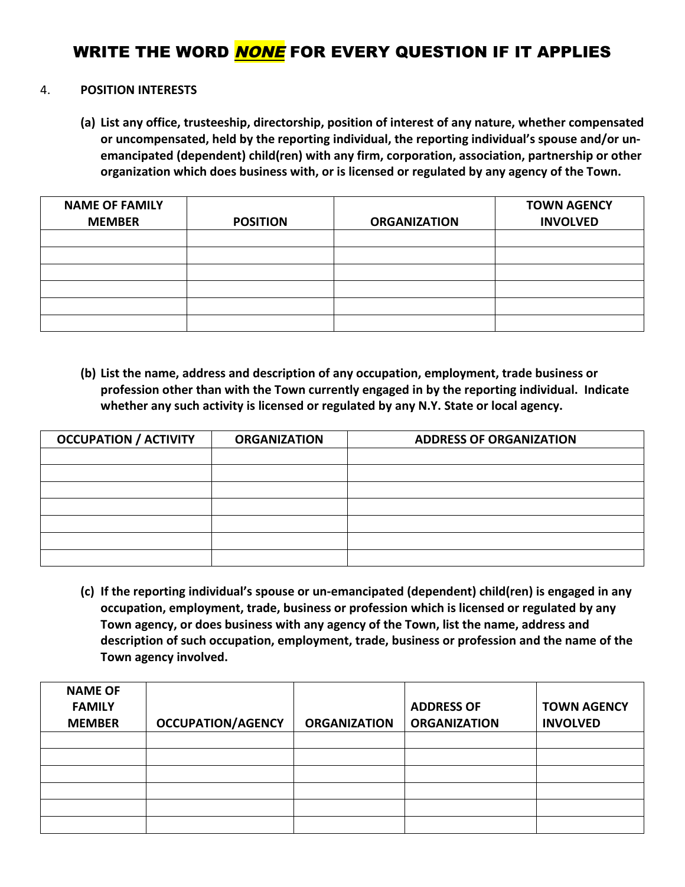# WRITE THE WORD ***NONE*** FOR EVERY QUESTION IF IT APPLIES

4. **POSITION INTERESTS**

**(a) List any office, trusteeship, directorship, position of interest of any nature, whether compensated or uncompensated, held by the reporting individual, the reporting individual's spouse and/or un-emancipated (dependent) child(ren) with any firm, corporation, association, partnership or other organization which does business with, or is licensed or regulated by any agency of the Town.**

| NAME OF FAMILY MEMBER | POSITION | ORGANIZATION | TOWN AGENCY INVOLVED |
|---|---|---|---|
| | | | |
| | | | |
| | | | |
| | | | |
| | | | |
| | | | |

**(b) List the name, address and description of any occupation, employment, trade business or profession other than with the Town currently engaged in by the reporting individual. Indicate whether any such activity is licensed or regulated by any N.Y. State or local agency.**

| OCCUPATION / ACTIVITY | ORGANIZATION | ADDRESS OF ORGANIZATION |
|---|---|---|
| | | |
| | | |
| | | |
| | | |
| | | |
| | | |
| | | |

**(c) If the reporting individual's spouse or un-emancipated (dependent) child(ren) is engaged in any occupation, employment, trade, business or profession which is licensed or regulated by any Town agency, or does business with any agency of the Town, list the name, address and description of such occupation, employment, trade, business or profession and the name of the Town agency involved.**

| NAME OF FAMILY MEMBER | OCCUPATION/AGENCY | ORGANIZATION | ADDRESS OF ORGANIZATION | TOWN AGENCY INVOLVED |
|---|---|---|---|---|
| | | | | |
| | | | | |
| | | | | |
| | | | | |
| | | | | |
| | | | | |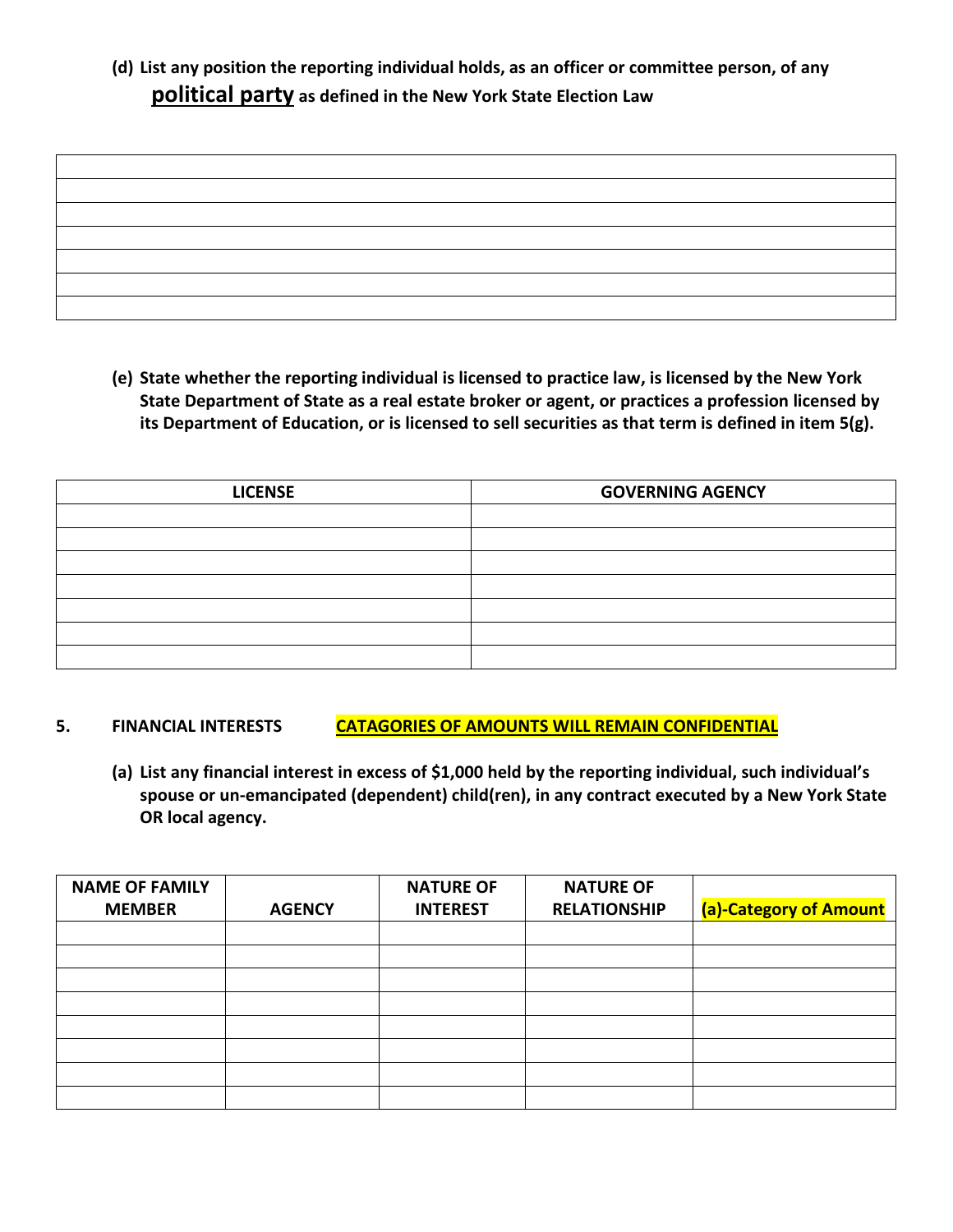**(d) List any position the reporting individual holds, as an officer or committee person, of any political party as defined in the New York State Election Law**

| |
|---|
| |
| |
| |
| |
| |
| |
| |

**(e) State whether the reporting individual is licensed to practice law, is licensed by the New York State Department of State as a real estate broker or agent, or practices a profession licensed by its Department of Education, or is licensed to sell securities as that term is defined in item 5(g).**

| LICENSE | GOVERNING AGENCY |
|---|---|
| | |
| | |
| | |
| | |
| | |
| | |
| | |

## 5. FINANCIAL INTERESTS **CATAGORIES OF AMOUNTS WILL REMAIN CONFIDENTIAL**

**(a) List any financial interest in excess of $1,000 held by the reporting individual, such individual's spouse or un-emancipated (dependent) child(ren), in any contract executed by a New York State OR local agency.**

| NAME OF FAMILY MEMBER | AGENCY | NATURE OF INTEREST | NATURE OF RELATIONSHIP | (a)-Category of Amount |
|---|---|---|---|---|
| | | | | |
| | | | | |
| | | | | |
| | | | | |
| | | | | |
| | | | | |
| | | | | |
| | | | | |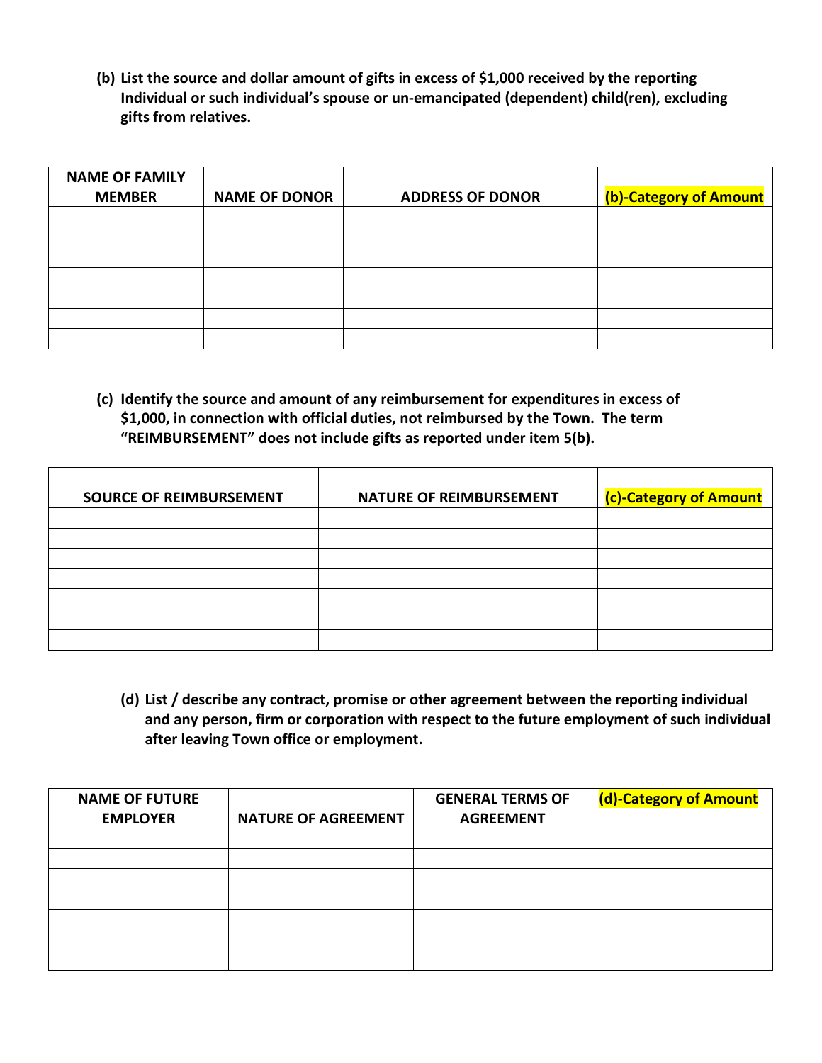**(b) List the source and dollar amount of gifts in excess of $1,000 received by the reporting Individual or such individual's spouse or un-emancipated (dependent) child(ren), excluding gifts from relatives.**

| NAME OF FAMILY MEMBER | NAME OF DONOR | ADDRESS OF DONOR | (b)-Category of Amount |
|---|---|---|---|
| | | | |
| | | | |
| | | | |
| | | | |
| | | | |
| | | | |
| | | | |

**(c) Identify the source and amount of any reimbursement for expenditures in excess of $1,000, in connection with official duties, not reimbursed by the Town. The term "REIMBURSEMENT" does not include gifts as reported under item 5(b).**

| SOURCE OF REIMBURSEMENT | NATURE OF REIMBURSEMENT | (c)-Category of Amount |
|---|---|---|
| | | |
| | | |
| | | |
| | | |
| | | |
| | | |
| | | |

**(d) List / describe any contract, promise or other agreement between the reporting individual and any person, firm or corporation with respect to the future employment of such individual after leaving Town office or employment.**

| NAME OF FUTURE EMPLOYER | NATURE OF AGREEMENT | GENERAL TERMS OF AGREEMENT | (d)-Category of Amount |
|---|---|---|---|
| | | | |
| | | | |
| | | | |
| | | | |
| | | | |
| | | | |
| | | | |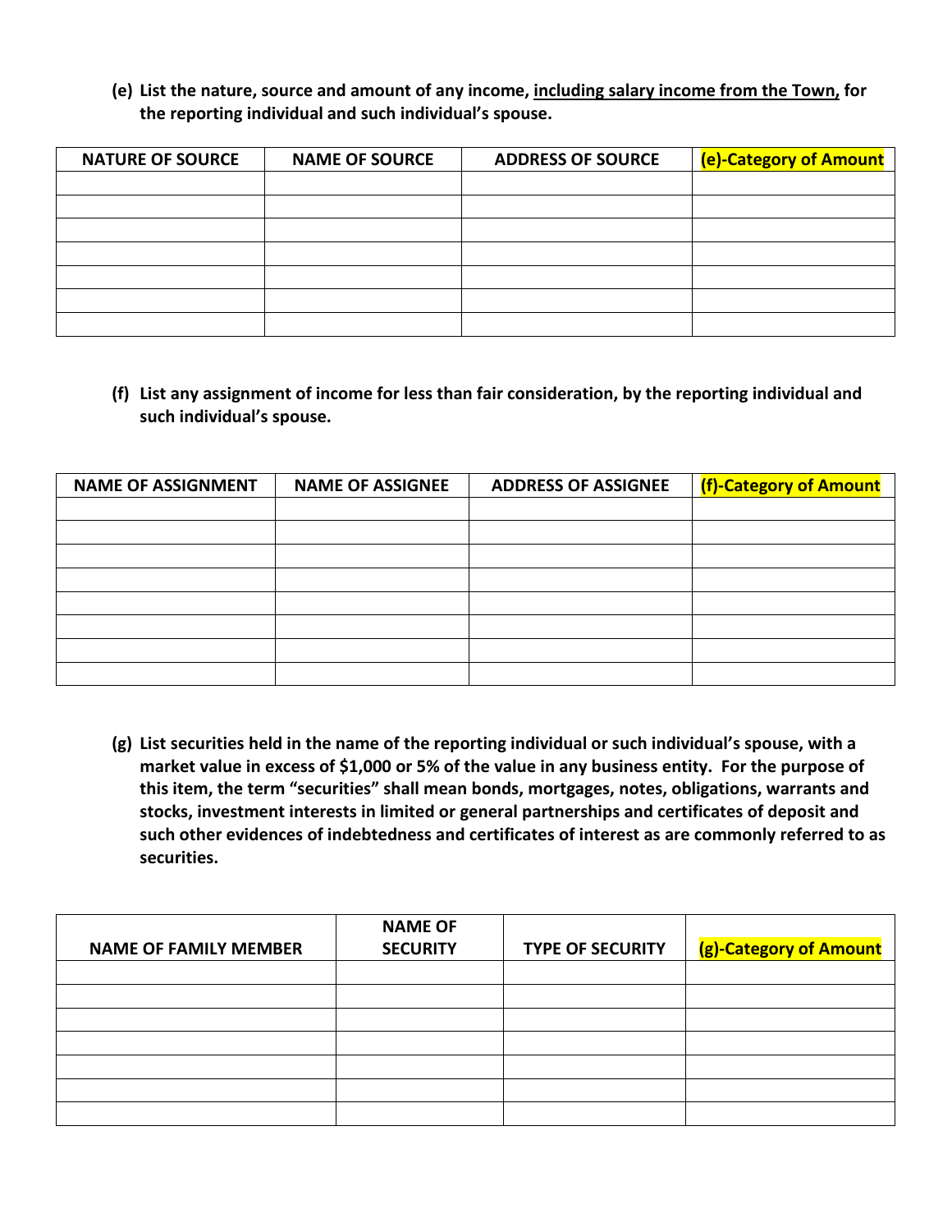**(e) List the nature, source and amount of any income, <u>including salary income from the Town,</u> for the reporting individual and such individual's spouse.**

| NATURE OF SOURCE | NAME OF SOURCE | ADDRESS OF SOURCE | (e)-Category of Amount |
|---|---|---|---|
| | | | |
| | | | |
| | | | |
| | | | |
| | | | |
| | | | |
| | | | |

**(f) List any assignment of income for less than fair consideration, by the reporting individual and such individual's spouse.**

| NAME OF ASSIGNMENT | NAME OF ASSIGNEE | ADDRESS OF ASSIGNEE | (f)-Category of Amount |
|---|---|---|---|
| | | | |
| | | | |
| | | | |
| | | | |
| | | | |
| | | | |
| | | | |
| | | | |

**(g) List securities held in the name of the reporting individual or such individual's spouse, with a market value in excess of $1,000 or 5% of the value in any business entity. For the purpose of this item, the term "securities" shall mean bonds, mortgages, notes, obligations, warrants and stocks, investment interests in limited or general partnerships and certificates of deposit and such other evidences of indebtedness and certificates of interest as are commonly referred to as securities.**

| NAME OF FAMILY MEMBER | NAME OF SECURITY | TYPE OF SECURITY | (g)-Category of Amount |
|---|---|---|---|
| | | | |
| | | | |
| | | | |
| | | | |
| | | | |
| | | | |
| | | | |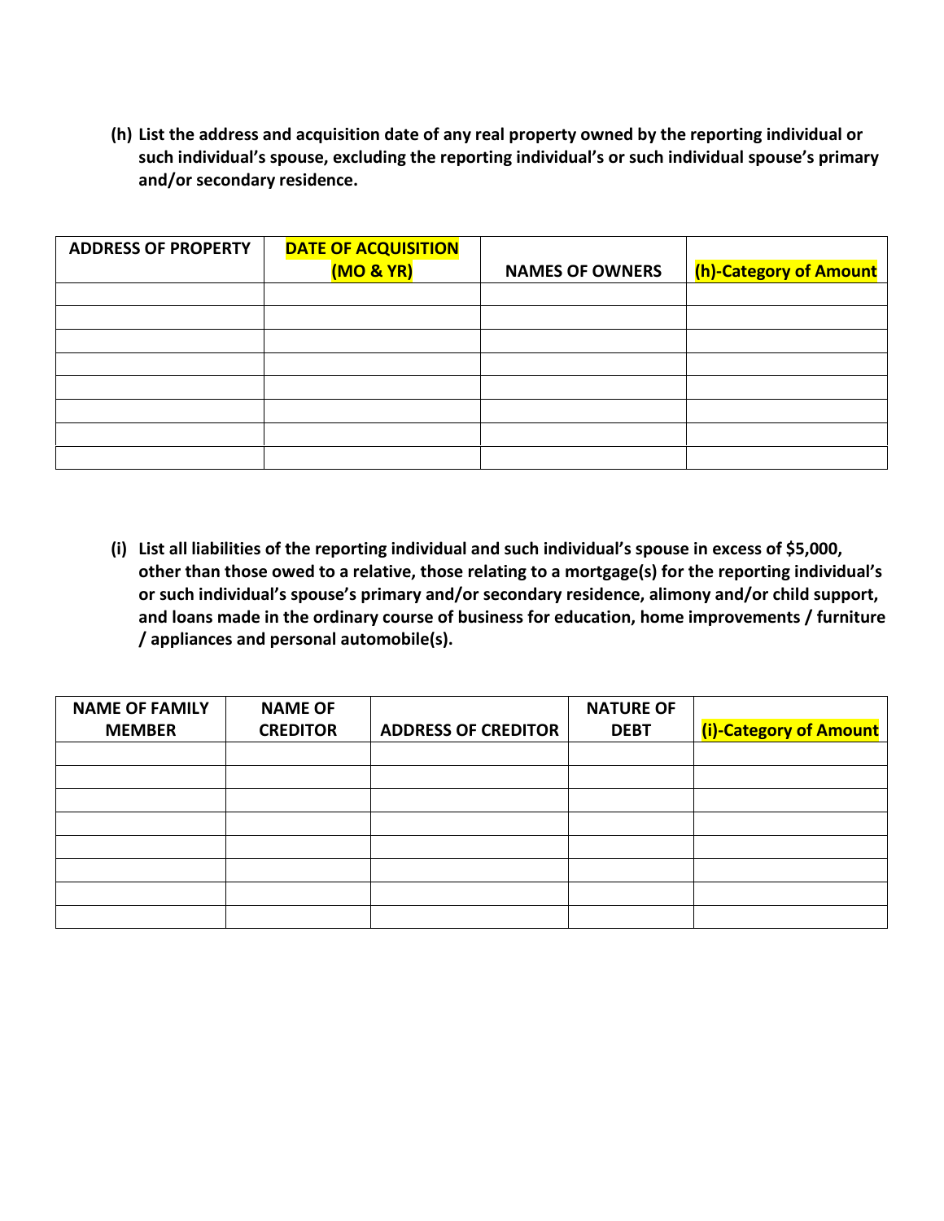**(h) List the address and acquisition date of any real property owned by the reporting individual or such individual's spouse, excluding the reporting individual's or such individual spouse's primary and/or secondary residence.**

| ADDRESS OF PROPERTY | DATE OF ACQUISITION (MO & YR) | NAMES OF OWNERS | (h)-Category of Amount |
|---|---|---|---|
| | | | |
| | | | |
| | | | |
| | | | |
| | | | |
| | | | |
| | | | |
| | | | |

**(i) List all liabilities of the reporting individual and such individual's spouse in excess of $5,000, other than those owed to a relative, those relating to a mortgage(s) for the reporting individual's or such individual's spouse's primary and/or secondary residence, alimony and/or child support, and loans made in the ordinary course of business for education, home improvements / furniture / appliances and personal automobile(s).**

| NAME OF FAMILY MEMBER | NAME OF CREDITOR | ADDRESS OF CREDITOR | NATURE OF DEBT | (i)-Category of Amount |
|---|---|---|---|---|
| | | | | |
| | | | | |
| | | | | |
| | | | | |
| | | | | |
| | | | | |
| | | | | |
| | | | | |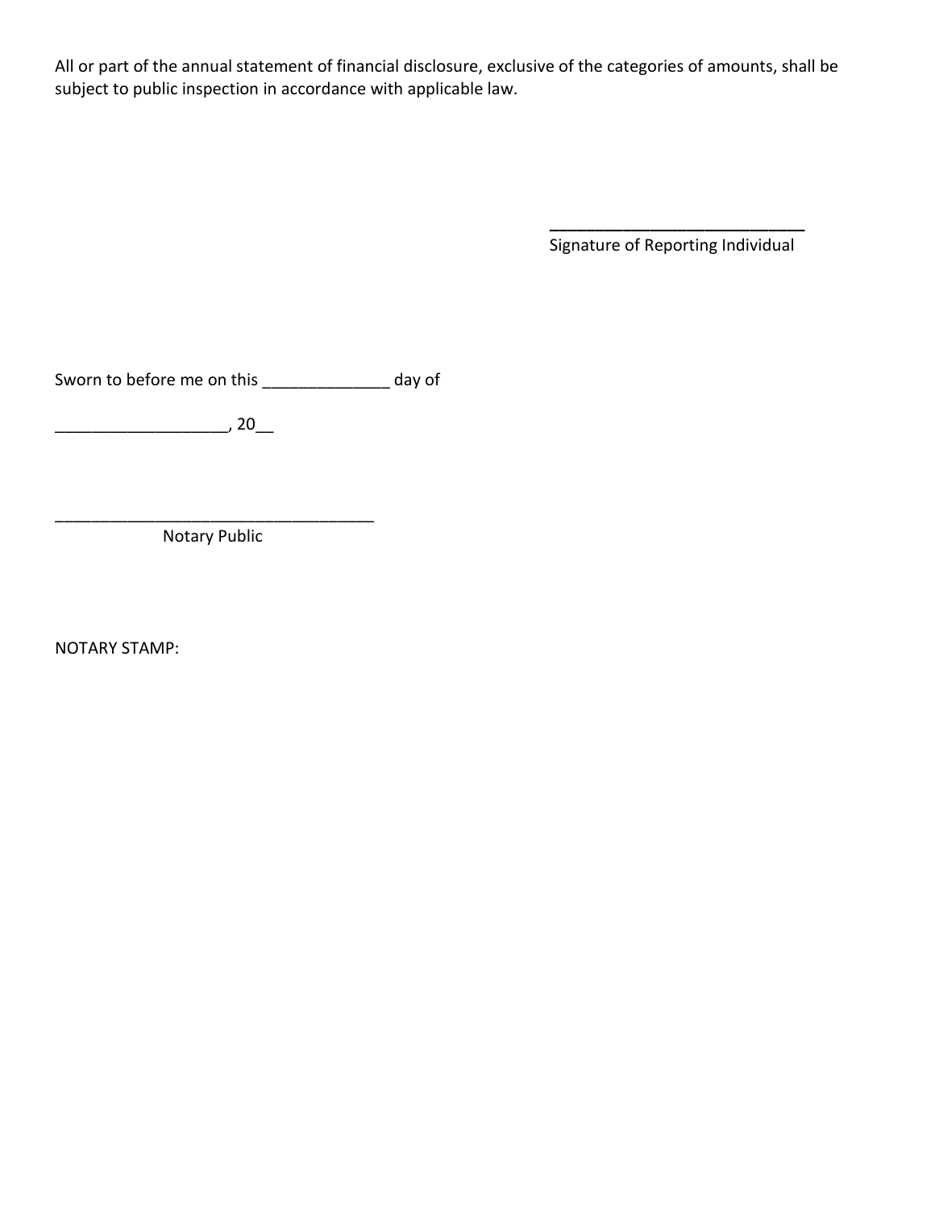All or part of the annual statement of financial disclosure, exclusive of the categories of amounts, shall be subject to public inspection in accordance with applicable law.

_____________________________
Signature of Reporting Individual

Sworn to before me on this ______________ day of

___________________, 20__

____________________________________
Notary Public

NOTARY STAMP: